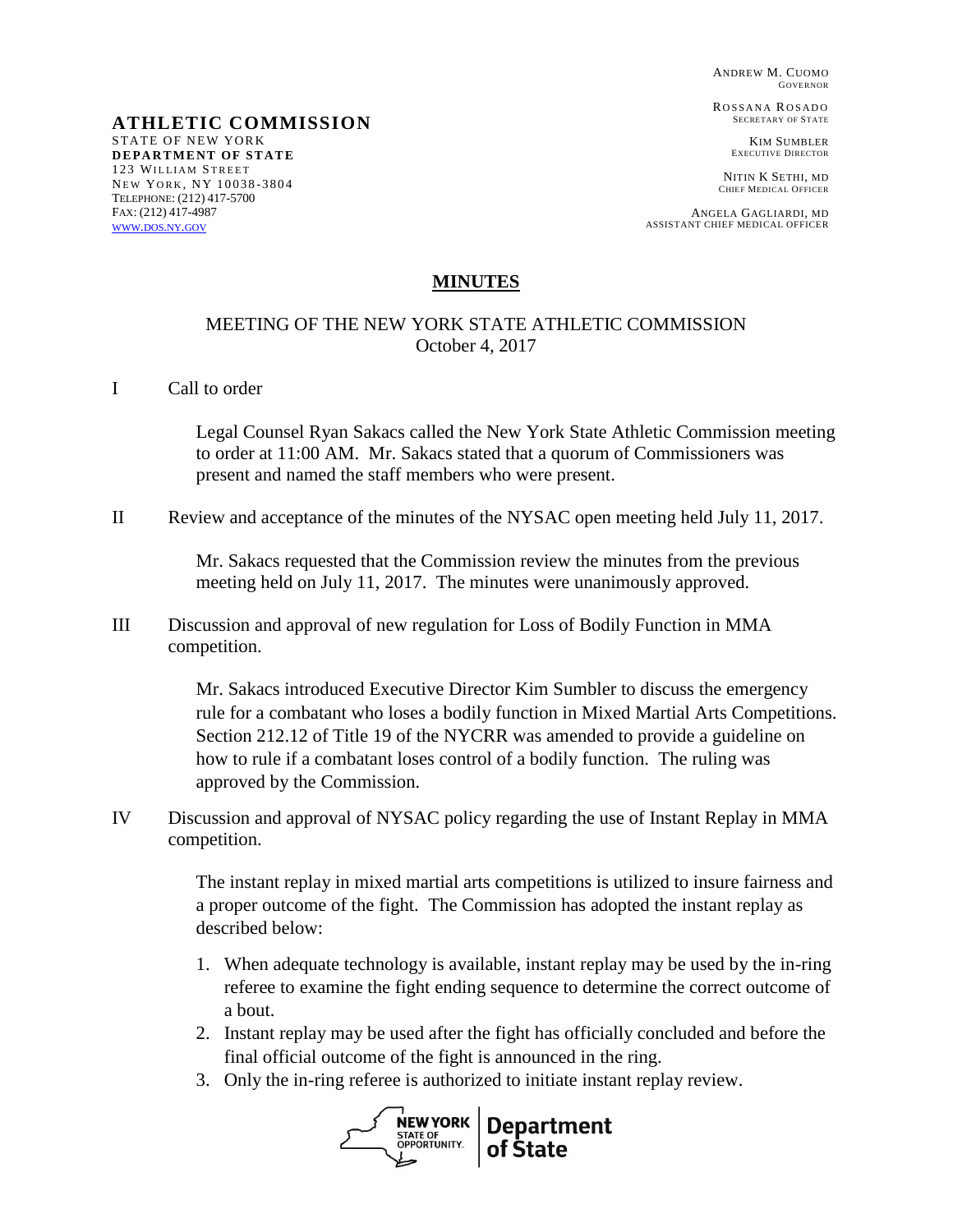**ATHLETIC COMMISSION**
STATE OF NEW YORK
**DEPARTMENT OF STATE**
123 WILLIAM STREET
NEW YORK, NY 10038-3804
TELEPHONE: (212) 417-5700
FAX: (212) 417-4987
WWW.DOS.NY.GOV

ANDREW M. CUOMO
GOVERNOR

ROSSANA ROSADO
SECRETARY OF STATE

KIM SUMBLER
EXECUTIVE DIRECTOR

NITIN K SETHI, MD
CHIEF MEDICAL OFFICER

ANGELA GAGLIARDI, MD
ASSISTANT CHIEF MEDICAL OFFICER

# MINUTES

## MEETING OF THE NEW YORK STATE ATHLETIC COMMISSION
October 4, 2017

I Call to order

Legal Counsel Ryan Sakacs called the New York State Athletic Commission meeting to order at 11:00 AM. Mr. Sakacs stated that a quorum of Commissioners was present and named the staff members who were present.

II Review and acceptance of the minutes of the NYSAC open meeting held July 11, 2017.

Mr. Sakacs requested that the Commission review the minutes from the previous meeting held on July 11, 2017. The minutes were unanimously approved.

III Discussion and approval of new regulation for Loss of Bodily Function in MMA competition.

Mr. Sakacs introduced Executive Director Kim Sumbler to discuss the emergency rule for a combatant who loses a bodily function in Mixed Martial Arts Competitions. Section 212.12 of Title 19 of the NYCRR was amended to provide a guideline on how to rule if a combatant loses control of a bodily function. The ruling was approved by the Commission.

IV Discussion and approval of NYSAC policy regarding the use of Instant Replay in MMA competition.

The instant replay in mixed martial arts competitions is utilized to insure fairness and a proper outcome of the fight. The Commission has adopted the instant replay as described below:

1. When adequate technology is available, instant replay may be used by the in-ring referee to examine the fight ending sequence to determine the correct outcome of a bout.
2. Instant replay may be used after the fight has officially concluded and before the final official outcome of the fight is announced in the ring.
3. Only the in-ring referee is authorized to initiate instant replay review.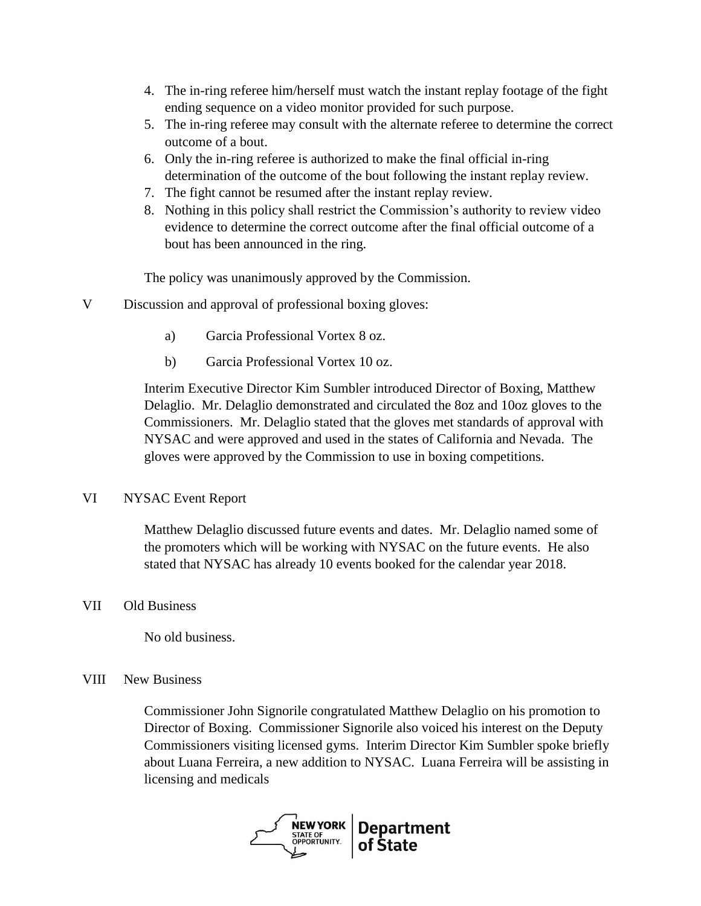4. The in-ring referee him/herself must watch the instant replay footage of the fight ending sequence on a video monitor provided for such purpose.
5. The in-ring referee may consult with the alternate referee to determine the correct outcome of a bout.
6. Only the in-ring referee is authorized to make the final official in-ring determination of the outcome of the bout following the instant replay review.
7. The fight cannot be resumed after the instant replay review.
8. Nothing in this policy shall restrict the Commission's authority to review video evidence to determine the correct outcome after the final official outcome of a bout has been announced in the ring.

The policy was unanimously approved by the Commission.

V Discussion and approval of professional boxing gloves:

a) Garcia Professional Vortex 8 oz.

b) Garcia Professional Vortex 10 oz.

Interim Executive Director Kim Sumbler introduced Director of Boxing, Matthew Delaglio. Mr. Delaglio demonstrated and circulated the 8oz and 10oz gloves to the Commissioners. Mr. Delaglio stated that the gloves met standards of approval with NYSAC and were approved and used in the states of California and Nevada. The gloves were approved by the Commission to use in boxing competitions.

VI NYSAC Event Report

Matthew Delaglio discussed future events and dates. Mr. Delaglio named some of the promoters which will be working with NYSAC on the future events. He also stated that NYSAC has already 10 events booked for the calendar year 2018.

VII Old Business

No old business.

VIII New Business

Commissioner John Signorile congratulated Matthew Delaglio on his promotion to Director of Boxing. Commissioner Signorile also voiced his interest on the Deputy Commissioners visiting licensed gyms. Interim Director Kim Sumbler spoke briefly about Luana Ferreira, a new addition to NYSAC. Luana Ferreira will be assisting in licensing and medicals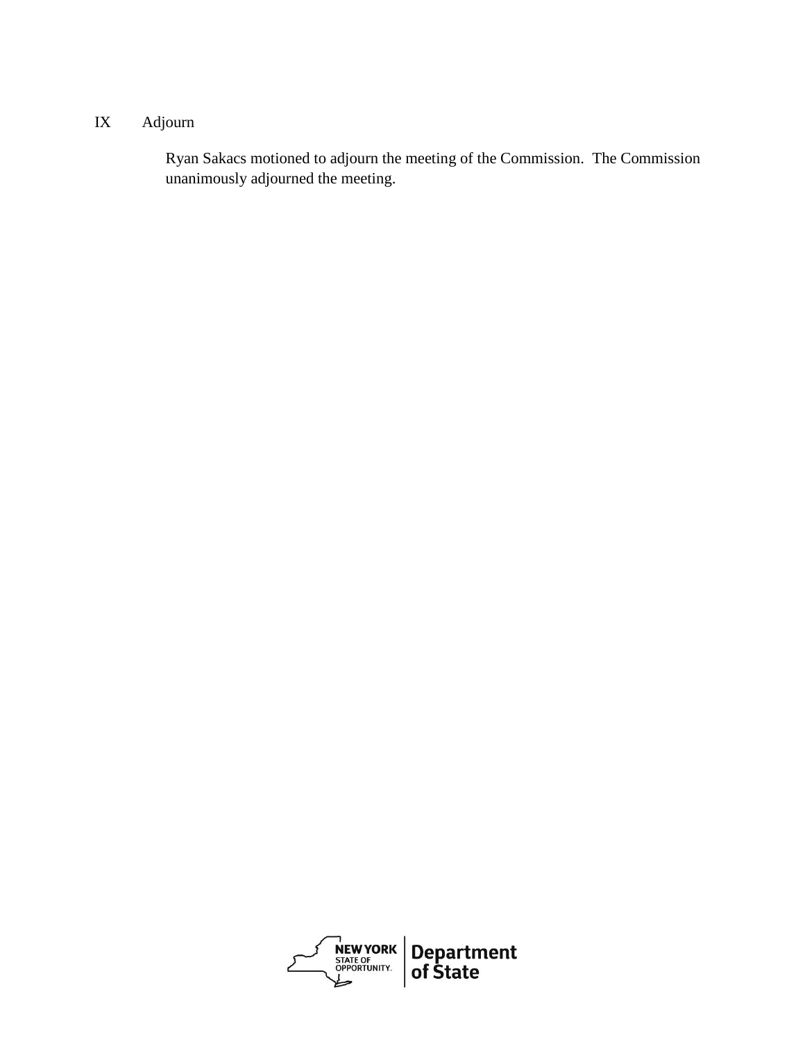## IX Adjourn

Ryan Sakacs motioned to adjourn the meeting of the Commission. The Commission unanimously adjourned the meeting.